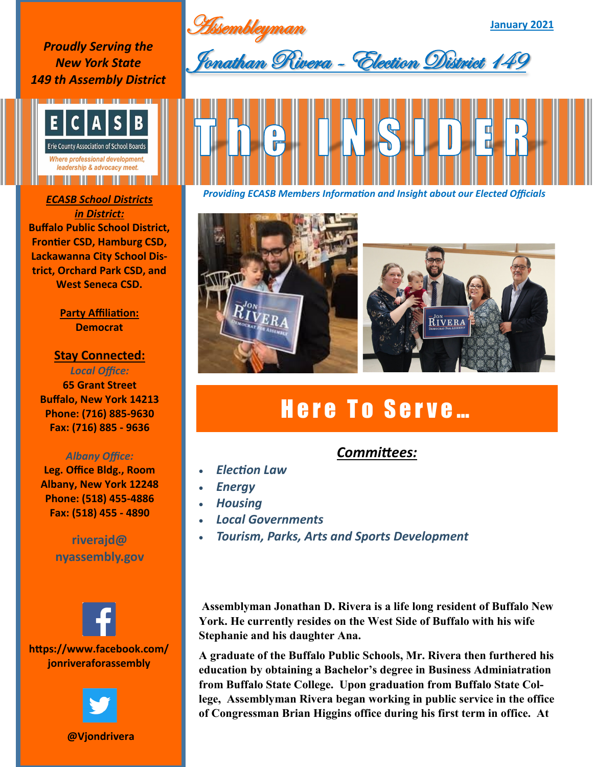# Assemblyman

# Jonathan Rivera - Election District 149

January 2021

*Proudly Serving the New York State 149 th Assembly District*

ECASB
Erie County Association of School Boards
*Where professional development, leadership & advocacy meet.*

# The INSIDER

*Providing ECASB Members Information and Insight about our Elected Officials*

***ECASB School Districts in District:***

**Buffalo Public School District, Frontier CSD, Hamburg CSD, Lackawanna City School District, Orchard Park CSD, and West Seneca CSD.**

**Party Affiliation:**
**Democrat**

**Stay Connected:**

*Local Office:*
**65 Grant Street**
**Buffalo, New York 14213**
**Phone: (716) 885-9630**
**Fax: (716) 885 - 9636**

*Albany Office:*
**Leg. Office Bldg., Room**
**Albany, New York 12248**
**Phone: (518) 455-4886**
**Fax: (518) 455 - 4890**

**riverajd@nyassembly.gov**

**https://www.facebook.com/jonriveraforassembly**

**@Vjondrivera**

## Here To Serve…

***Committees:***

- *Election Law*
- *Energy*
- *Housing*
- *Local Governments*
- *Tourism, Parks, Arts and Sports Development*

**Assemblyman Jonathan D. Rivera is a life long resident of Buffalo New York. He currently resides on the West Side of Buffalo with his wife Stephanie and his daughter Ana.**

**A graduate of the Buffalo Public Schools, Mr. Rivera then furthered his education by obtaining a Bachelor's degree in Business Adminiatration from Buffalo State College. Upon graduation from Buffalo State College, Assemblyman Rivera began working in public service in the office of Congressman Brian Higgins office during his first term in office. At**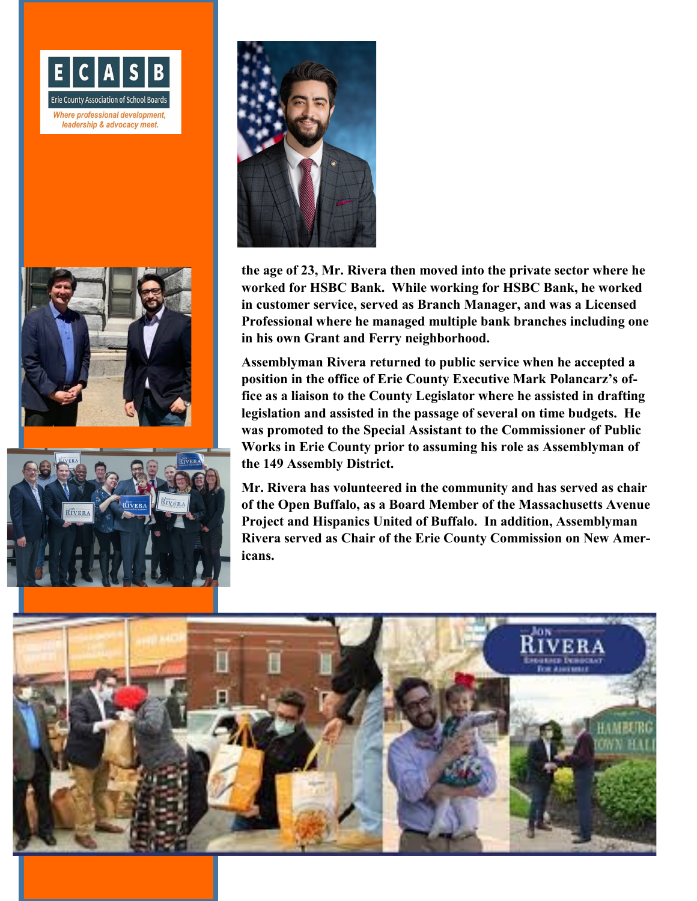the age of 23, Mr. Rivera then moved into the private sector where he worked for HSBC Bank. While working for HSBC Bank, he worked in customer service, served as Branch Manager, and was a Licensed Professional where he managed multiple bank branches including one in his own Grant and Ferry neighborhood.

Assemblyman Rivera returned to public service when he accepted a position in the office of Erie County Executive Mark Polancarz's office as a liaison to the County Legislator where he assisted in drafting legislation and assisted in the passage of several on time budgets. He was promoted to the Special Assistant to the Commissioner of Public Works in Erie County prior to assuming his role as Assemblyman of the 149 Assembly District.

Mr. Rivera has volunteered in the community and has served as chair of the Open Buffalo, as a Board Member of the Massachusetts Avenue Project and Hispanics United of Buffalo. In addition, Assemblyman Rivera served as Chair of the Erie County Commission on New Americans.